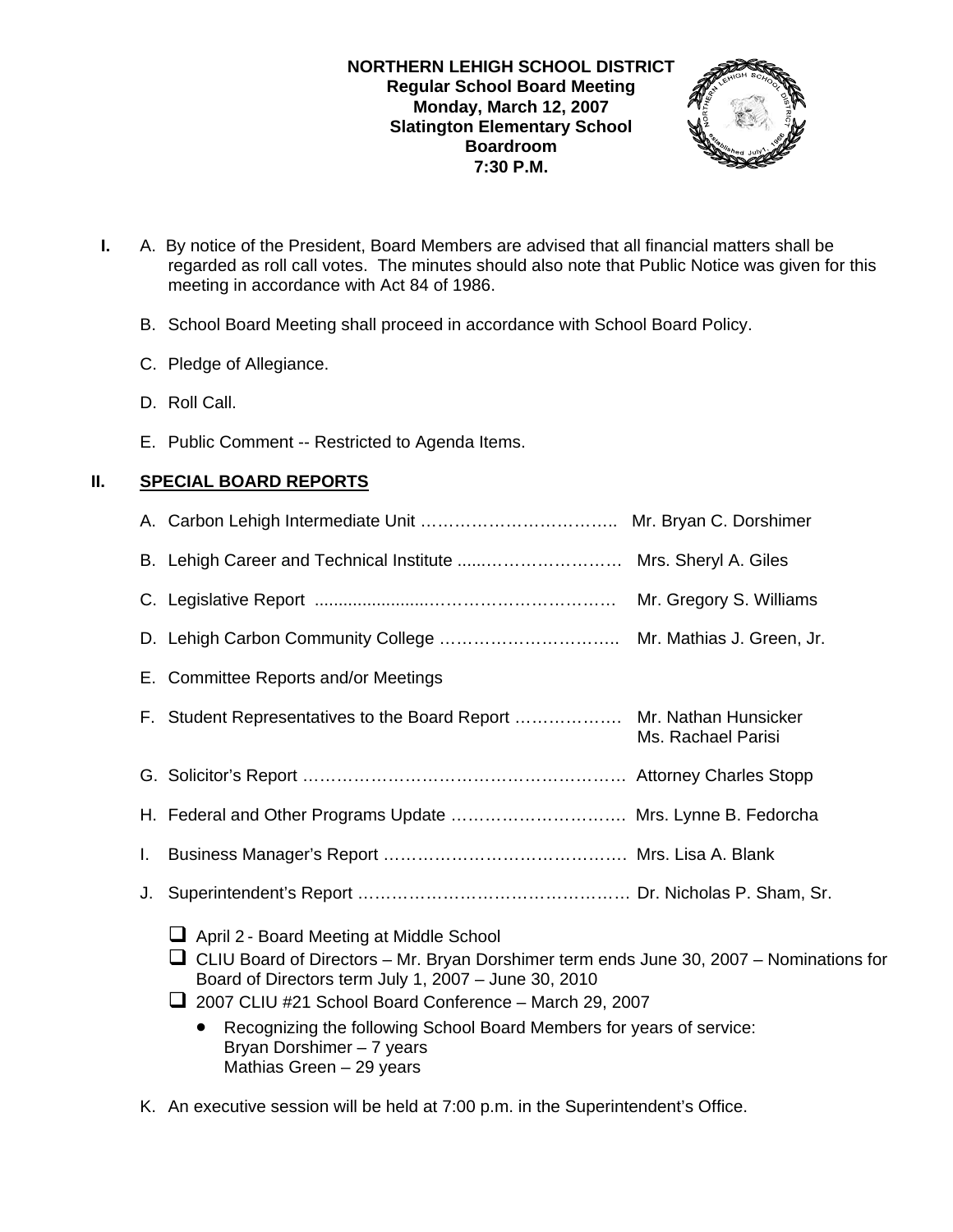**NORTHERN LEHIGH SCHOOL DISTRICT**
**Regular School Board Meeting**
**Monday, March 12, 2007**
**Slatington Elementary School**
**Boardroom**
**7:30 P.M.**

**I.** A. By notice of the President, Board Members are advised that all financial matters shall be regarded as roll call votes. The minutes should also note that Public Notice was given for this meeting in accordance with Act 84 of 1986.

B. School Board Meeting shall proceed in accordance with School Board Policy.

C. Pledge of Allegiance.

D. Roll Call.

E. Public Comment -- Restricted to Agenda Items.

## II. SPECIAL BOARD REPORTS

A. Carbon Lehigh Intermediate Unit …………………………….. Mr. Bryan C. Dorshimer

B. Lehigh Career and Technical Institute .....…………………… Mrs. Sheryl A. Giles

C. Legislative Report .........................…………………………… Mr. Gregory S. Williams

D. Lehigh Carbon Community College ………………………….. Mr. Mathias J. Green, Jr.

E. Committee Reports and/or Meetings

F. Student Representatives to the Board Report ………………. Mr. Nathan Hunsicker
Ms. Rachael Parisi

G. Solicitor's Report …………………………………………………. Attorney Charles Stopp

H. Federal and Other Programs Update …………………………. Mrs. Lynne B. Fedorcha

I. Business Manager's Report ……………………………………. Mrs. Lisa A. Blank

J. Superintendent's Report ………………………………………… Dr. Nicholas P. Sham, Sr.

- April 2 - Board Meeting at Middle School
- CLIU Board of Directors – Mr. Bryan Dorshimer term ends June 30, 2007 – Nominations for Board of Directors term July 1, 2007 – June 30, 2010
- 2007 CLIU #21 School Board Conference – March 29, 2007
  - Recognizing the following School Board Members for years of service:
    Bryan Dorshimer – 7 years
    Mathias Green – 29 years

K. An executive session will be held at 7:00 p.m. in the Superintendent's Office.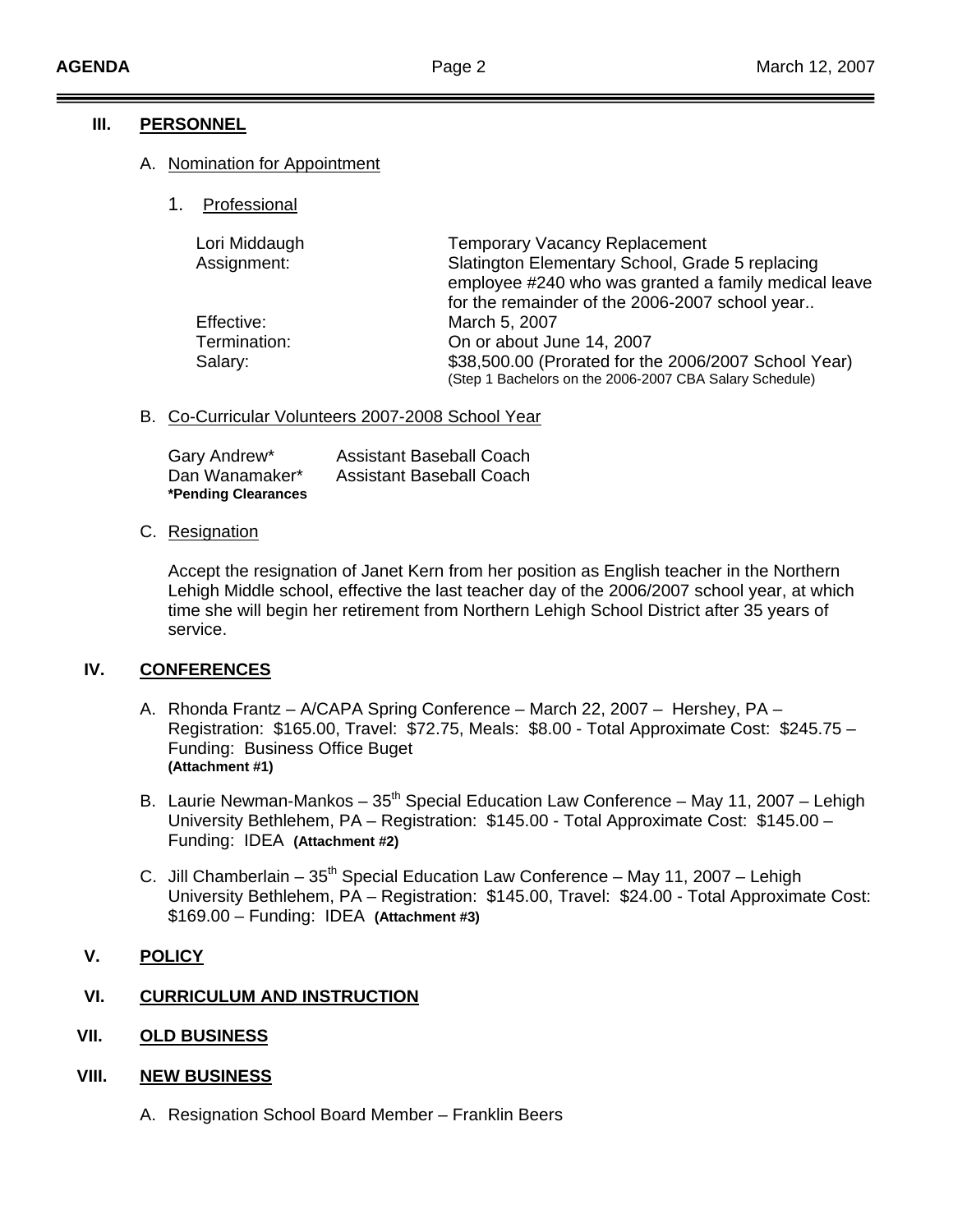## III. PERSONNEL

A. Nomination for Appointment

1. Professional

| | |
|---|---|
| Lori Middaugh | Temporary Vacancy Replacement |
| Assignment: | Slatington Elementary School, Grade 5 replacing employee #240 who was granted a family medical leave for the remainder of the 2006-2007 school year.. |
| Effective: | March 5, 2007 |
| Termination: | On or about June 14, 2007 |
| Salary: | $38,500.00 (Prorated for the 2006/2007 School Year) (Step 1 Bachelors on the 2006-2007 CBA Salary Schedule) |

B. Co-Curricular Volunteers 2007-2008 School Year

| | |
|---|---|
| Gary Andrew* | Assistant Baseball Coach |
| Dan Wanamaker* | Assistant Baseball Coach |

**\*Pending Clearances**

C. Resignation

Accept the resignation of Janet Kern from her position as English teacher in the Northern Lehigh Middle school, effective the last teacher day of the 2006/2007 school year, at which time she will begin her retirement from Northern Lehigh School District after 35 years of service.

## IV. CONFERENCES

A. Rhonda Frantz – A/CAPA Spring Conference – March 22, 2007 – Hershey, PA – Registration: $165.00, Travel: $72.75, Meals: $8.00 - Total Approximate Cost: $245.75 – Funding: Business Office Buget **(Attachment #1)**

B. Laurie Newman-Mankos – 35th Special Education Law Conference – May 11, 2007 – Lehigh University Bethlehem, PA – Registration: $145.00 - Total Approximate Cost: $145.00 – Funding: IDEA **(Attachment #2)**

C. Jill Chamberlain – 35th Special Education Law Conference – May 11, 2007 – Lehigh University Bethlehem, PA – Registration: $145.00, Travel: $24.00 - Total Approximate Cost: $169.00 – Funding: IDEA **(Attachment #3)**

## V. POLICY

## VI. CURRICULUM AND INSTRUCTION

## VII. OLD BUSINESS

## VIII. NEW BUSINESS

A. Resignation School Board Member – Franklin Beers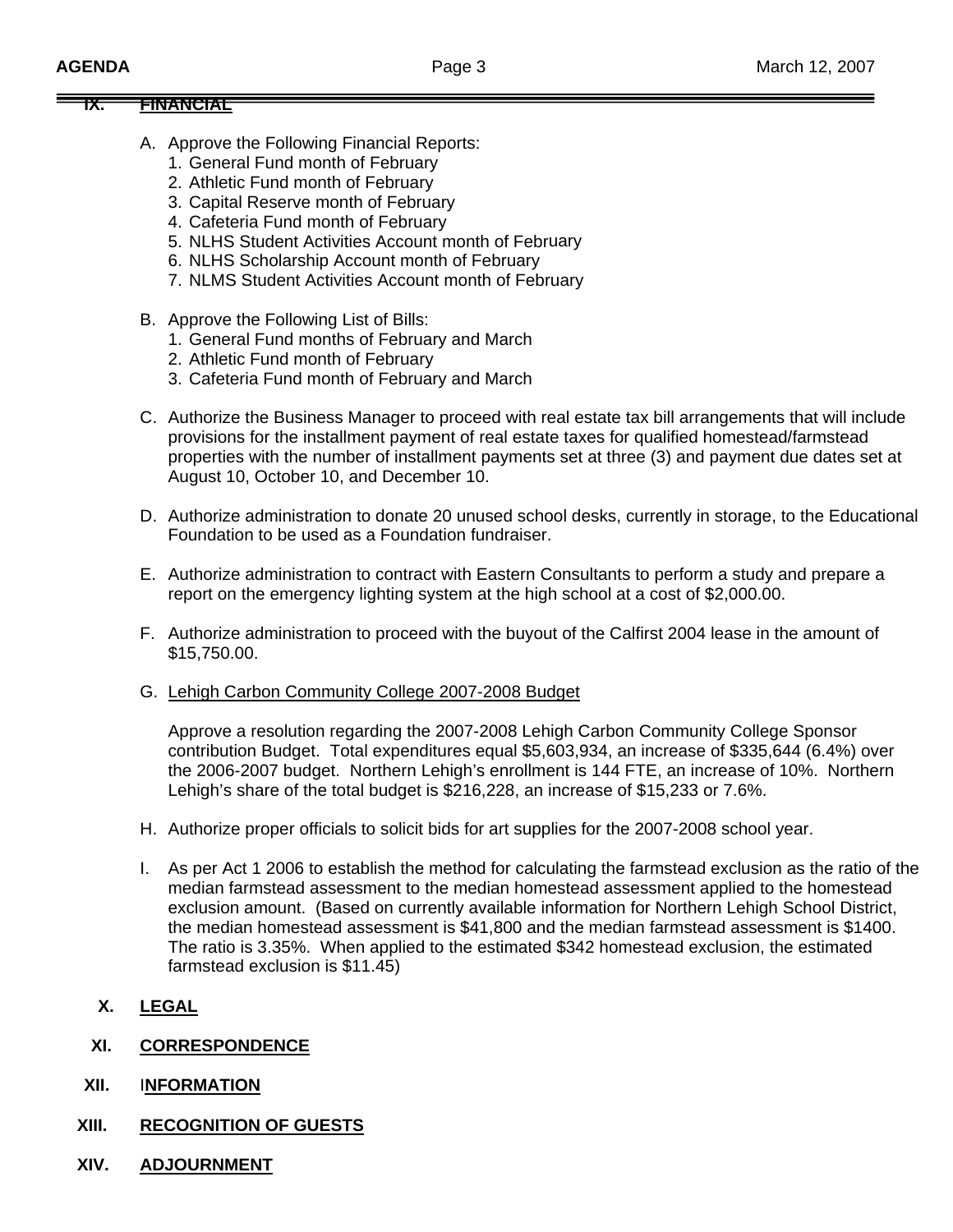## IX. FINANCIAL

A. Approve the Following Financial Reports:
   1. General Fund month of February
   2. Athletic Fund month of February
   3. Capital Reserve month of February
   4. Cafeteria Fund month of February
   5. NLHS Student Activities Account month of February
   6. NLHS Scholarship Account month of February
   7. NLMS Student Activities Account month of February

B. Approve the Following List of Bills:
   1. General Fund months of February and March
   2. Athletic Fund month of February
   3. Cafeteria Fund month of February and March

C. Authorize the Business Manager to proceed with real estate tax bill arrangements that will include provisions for the installment payment of real estate taxes for qualified homestead/farmstead properties with the number of installment payments set at three (3) and payment due dates set at August 10, October 10, and December 10.

D. Authorize administration to donate 20 unused school desks, currently in storage, to the Educational Foundation to be used as a Foundation fundraiser.

E. Authorize administration to contract with Eastern Consultants to perform a study and prepare a report on the emergency lighting system at the high school at a cost of $2,000.00.

F. Authorize administration to proceed with the buyout of the Calfirst 2004 lease in the amount of $15,750.00.

G. Lehigh Carbon Community College 2007-2008 Budget

   Approve a resolution regarding the 2007-2008 Lehigh Carbon Community College Sponsor contribution Budget. Total expenditures equal $5,603,934, an increase of $335,644 (6.4%) over the 2006-2007 budget. Northern Lehigh's enrollment is 144 FTE, an increase of 10%. Northern Lehigh's share of the total budget is $216,228, an increase of $15,233 or 7.6%.

H. Authorize proper officials to solicit bids for art supplies for the 2007-2008 school year.

I. As per Act 1 2006 to establish the method for calculating the farmstead exclusion as the ratio of the median farmstead assessment to the median homestead assessment applied to the homestead exclusion amount. (Based on currently available information for Northern Lehigh School District, the median homestead assessment is $41,800 and the median farmstead assessment is $1400. The ratio is 3.35%. When applied to the estimated $342 homestead exclusion, the estimated farmstead exclusion is $11.45)

## X. LEGAL

## XI. CORRESPONDENCE

## XII. INFORMATION

## XIII. RECOGNITION OF GUESTS

## XIV. ADJOURNMENT